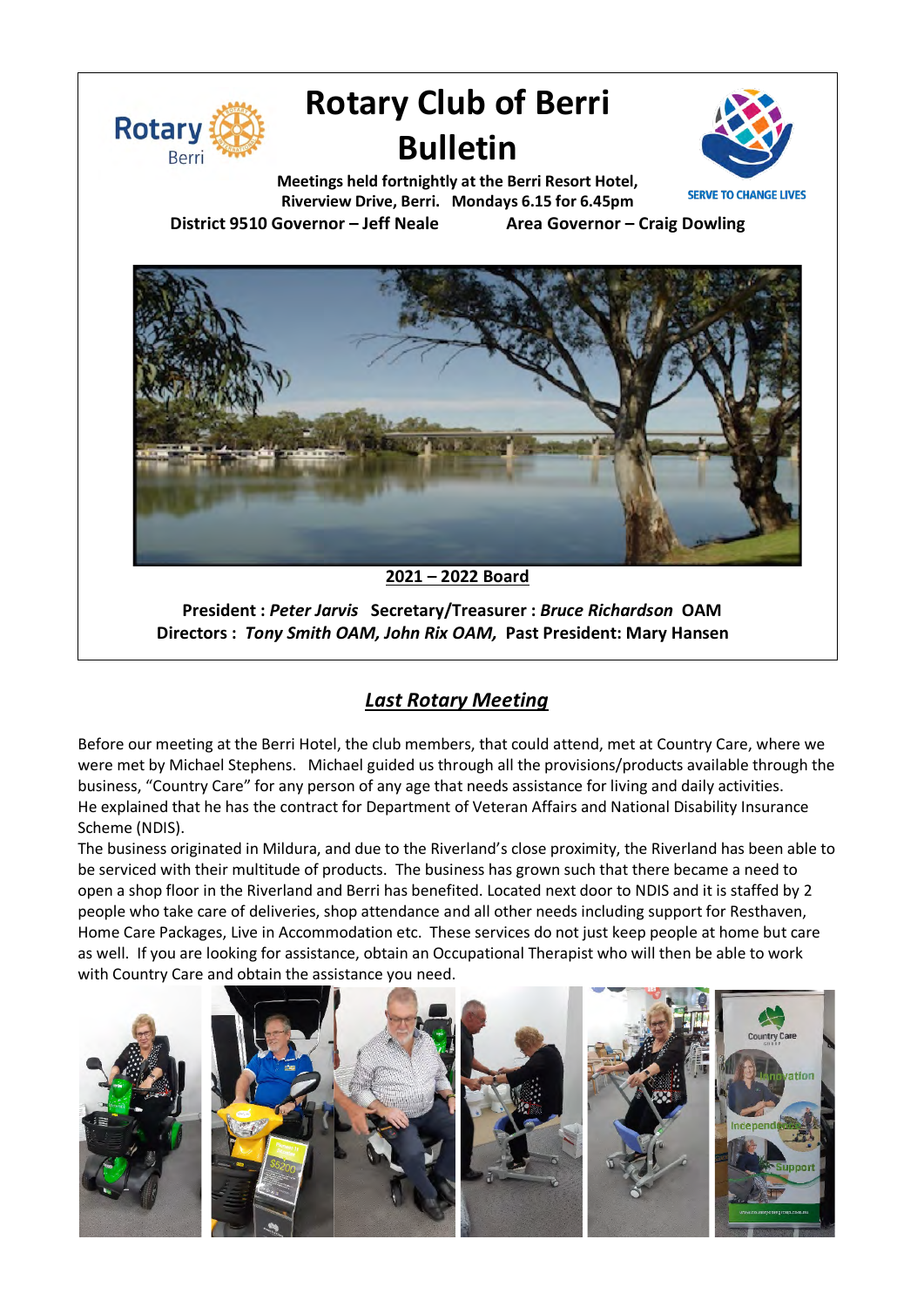# Rotary Club of Berri Bulletin

**Meetings held fortnightly at the Berri Resort Hotel, Riverview Drive, Berri. Mondays 6.15 for 6.45pm**

**SERVE TO CHANGE LIVES**

**District 9510 Governor – Jeff Neale** **Area Governor – Craig Dowling**

**2021 – 2022 Board**

**President :** ***Peter Jarvis*** **Secretary/Treasurer :** ***Bruce Richardson*** **OAM**
**Directors :** ***Tony Smith OAM, John Rix OAM,*** **Past President: Mary Hansen**

## *Last Rotary Meeting*

Before our meeting at the Berri Hotel, the club members, that could attend, met at Country Care, where we were met by Michael Stephens. Michael guided us through all the provisions/products available through the business, "Country Care" for any person of any age that needs assistance for living and daily activities. He explained that he has the contract for Department of Veteran Affairs and National Disability Insurance Scheme (NDIS).

The business originated in Mildura, and due to the Riverland's close proximity, the Riverland has been able to be serviced with their multitude of products. The business has grown such that there became a need to open a shop floor in the Riverland and Berri has benefited. Located next door to NDIS and it is staffed by 2 people who take care of deliveries, shop attendance and all other needs including support for Resthaven, Home Care Packages, Live in Accommodation etc. These services do not just keep people at home but care as well. If you are looking for assistance, obtain an Occupational Therapist who will then be able to work with Country Care and obtain the assistance you need.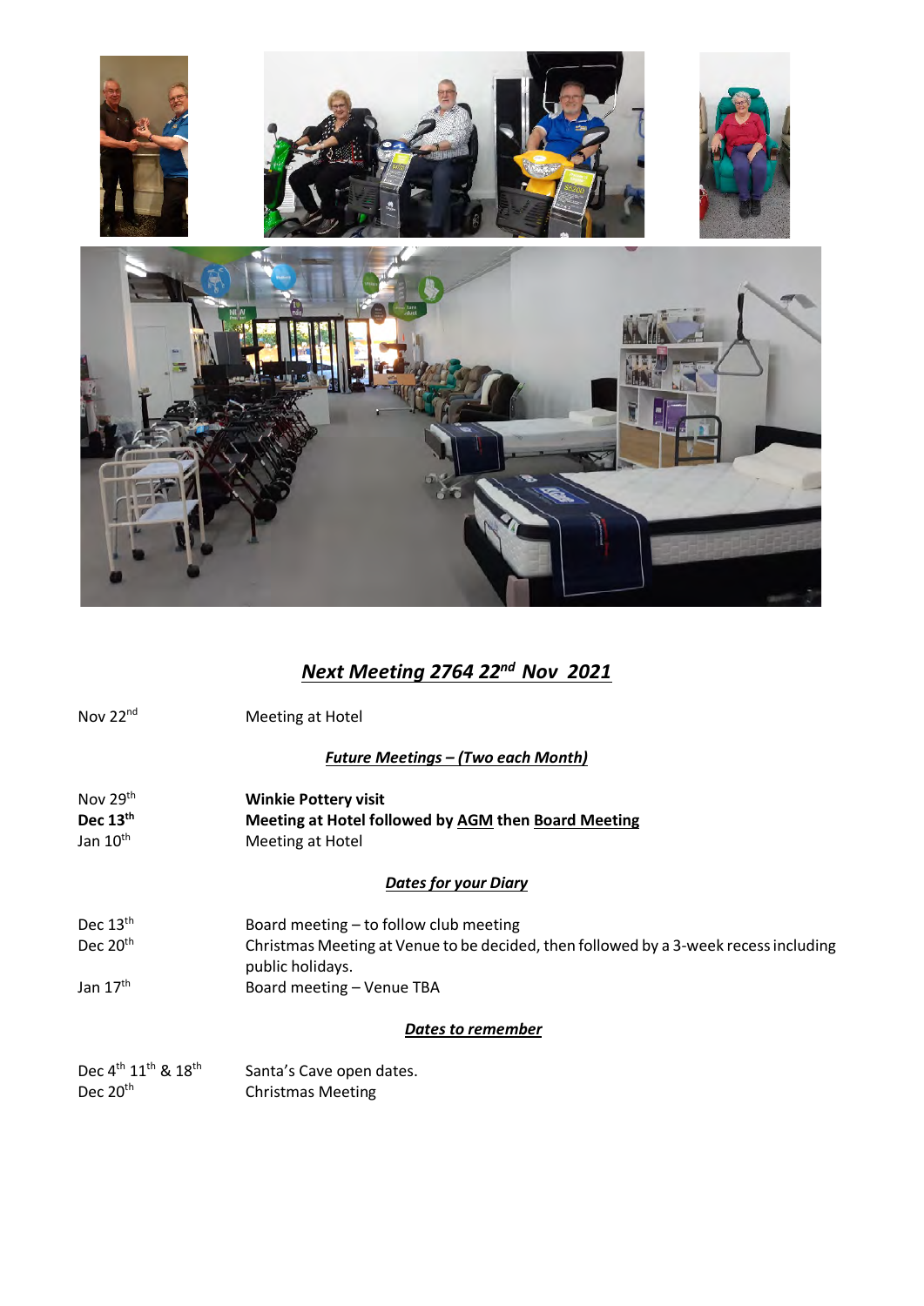## ***Next Meeting 2764 22nd Nov 2021***

Nov 22nd Meeting at Hotel

### ***Future Meetings – (Two each Month)***

| | |
|---|---|
| Nov 29th | **Winkie Pottery visit** |
| **Dec 13th** | **Meeting at Hotel followed by <u>AGM</u> then <u>Board Meeting</u>** |
| Jan 10th | Meeting at Hotel |

### ***Dates for your Diary***

| | |
|---|---|
| Dec 13th | Board meeting – to follow club meeting |
| Dec 20th | Christmas Meeting at Venue to be decided, then followed by a 3-week recess including public holidays. |
| Jan 17th | Board meeting – Venue TBA |

### ***Dates to remember***

| | |
|---|---|
| Dec 4th 11th & 18th | Santa's Cave open dates. |
| Dec 20th | Christmas Meeting |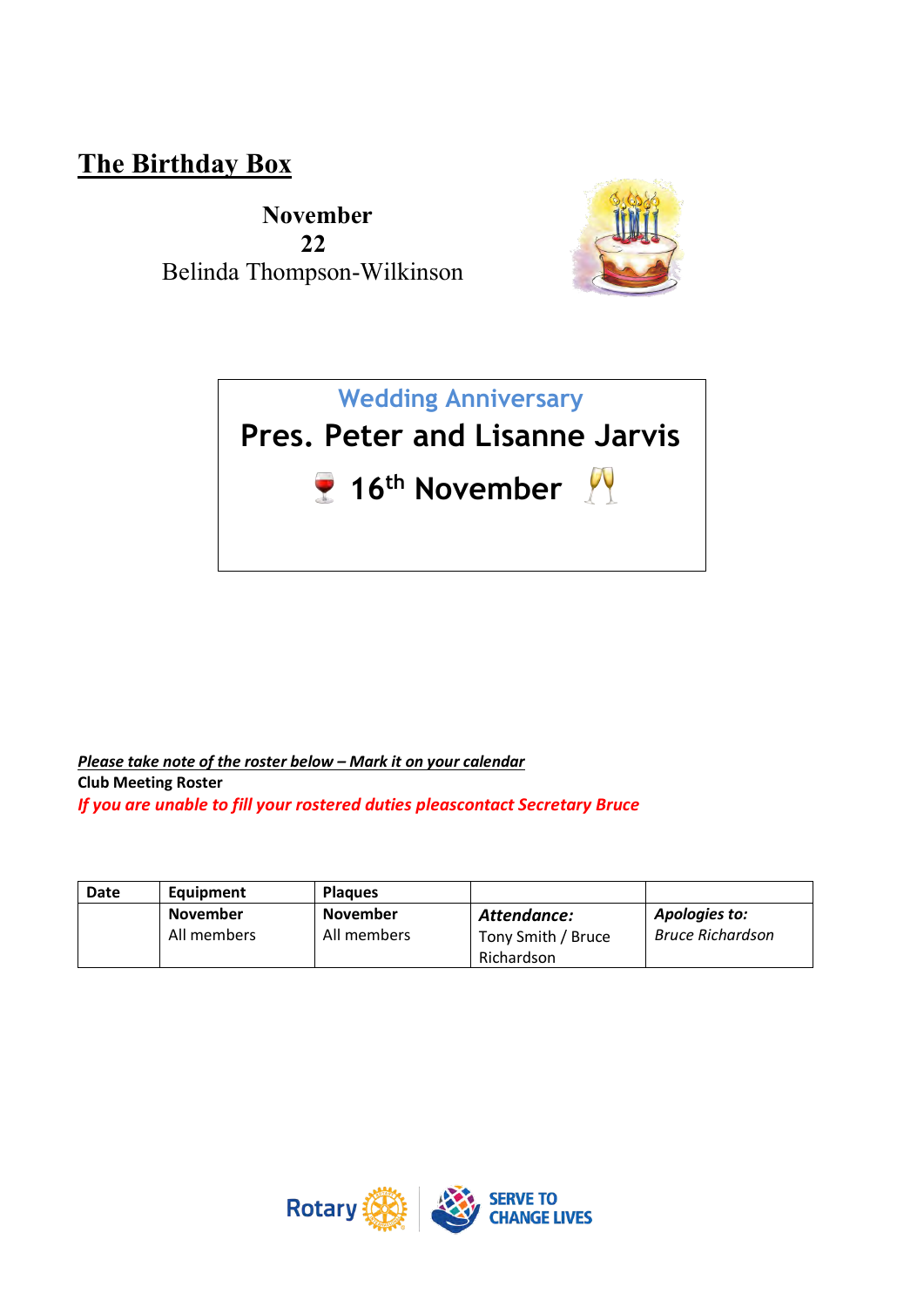## The Birthday Box

**November**
**22**
Belinda Thompson-Wilkinson

Wedding Anniversary

**Pres. Peter and Lisanne Jarvis**

🍷 **16th November** 🥂

***Please take note of the roster below – Mark it on your calendar***
**Club Meeting Roster**
*If you are unable to fill your rostered duties pleascontact Secretary Bruce*

| Date | Equipment | Plaques | | |
|---|---|---|---|---|
| | **November** All members | **November** All members | ***Attendance:*** Tony Smith / Bruce Richardson | ***Apologies to:*** *Bruce Richardson* |

Rotary | SERVE TO CHANGE LIVES